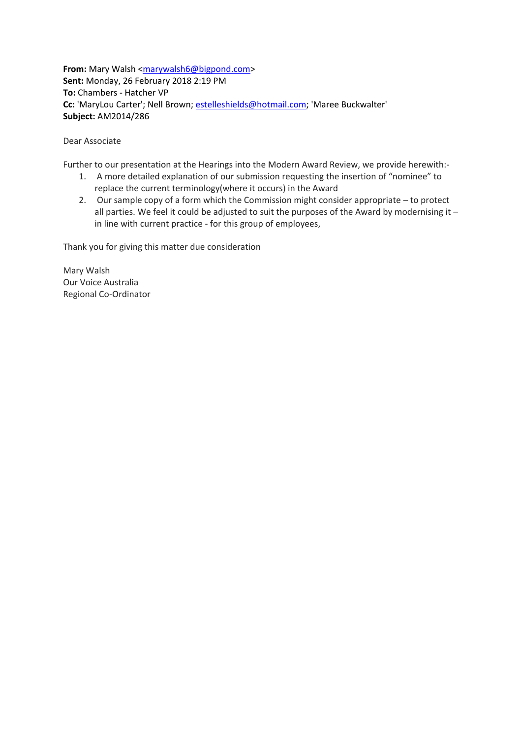**From:** Mary Walsh <marywalsh6@bigpond.com>
**Sent:** Monday, 26 February 2018 2:19 PM
**To:** Chambers - Hatcher VP
**Cc:** 'MaryLou Carter'; Nell Brown; estelleshields@hotmail.com; 'Maree Buckwalter'
**Subject:** AM2014/286

Dear Associate

Further to our presentation at the Hearings into the Modern Award Review, we provide herewith:-

1. A more detailed explanation of our submission requesting the insertion of "nominee" to replace the current terminology(where it occurs) in the Award
2. Our sample copy of a form which the Commission might consider appropriate – to protect all parties. We feel it could be adjusted to suit the purposes of the Award by modernising it – in line with current practice - for this group of employees,

Thank you for giving this matter due consideration

Mary Walsh
Our Voice Australia
Regional Co-Ordinator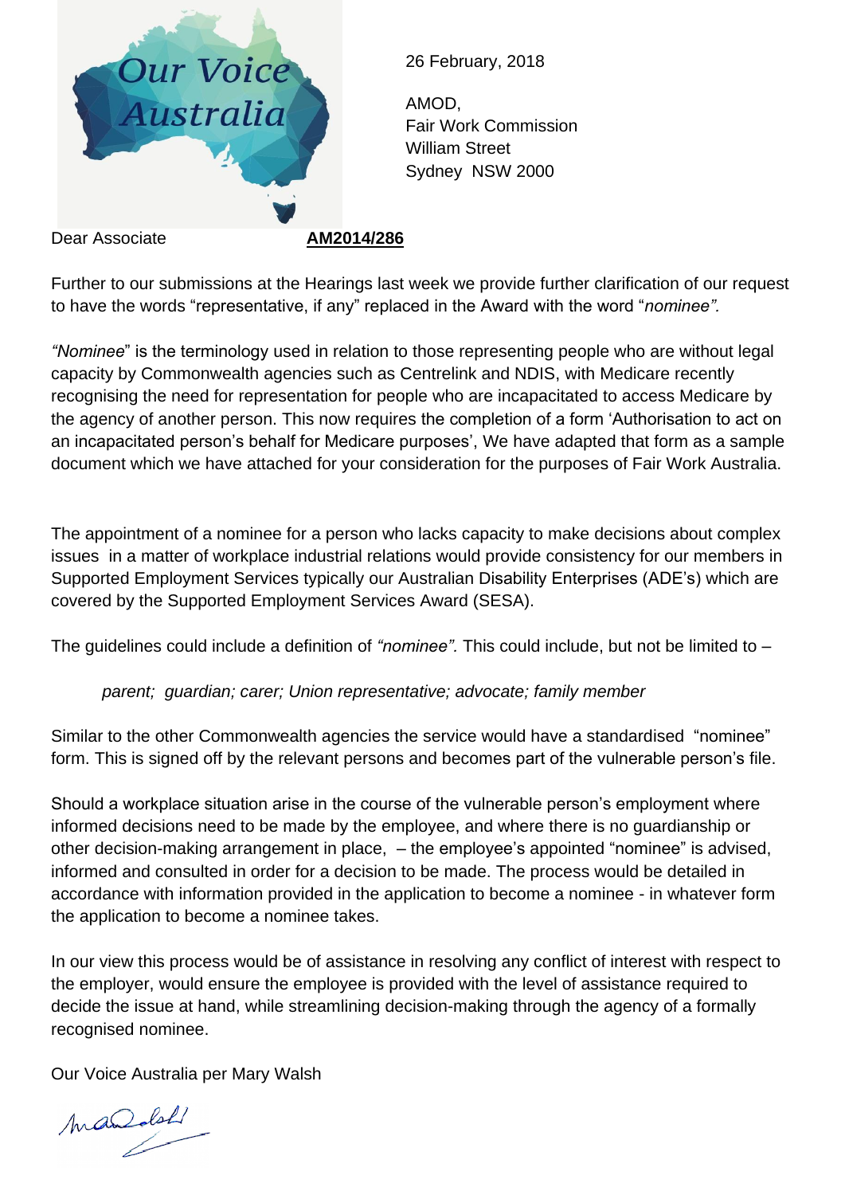Our Voice Australia

26 February, 2018

AMOD,
Fair Work Commission
William Street
Sydney NSW 2000

Dear Associate **AM2014/286**

Further to our submissions at the Hearings last week we provide further clarification of our request to have the words "representative, if any" replaced in the Award with the word "*nominee".*

*"Nominee*" is the terminology used in relation to those representing people who are without legal capacity by Commonwealth agencies such as Centrelink and NDIS, with Medicare recently recognising the need for representation for people who are incapacitated to access Medicare by the agency of another person. This now requires the completion of a form 'Authorisation to act on an incapacitated person's behalf for Medicare purposes', We have adapted that form as a sample document which we have attached for your consideration for the purposes of Fair Work Australia.

The appointment of a nominee for a person who lacks capacity to make decisions about complex issues in a matter of workplace industrial relations would provide consistency for our members in Supported Employment Services typically our Australian Disability Enterprises (ADE's) which are covered by the Supported Employment Services Award (SESA).

The guidelines could include a definition of *"nominee".* This could include, but not be limited to –

*parent; guardian; carer; Union representative; advocate; family member*

Similar to the other Commonwealth agencies the service would have a standardised "nominee" form. This is signed off by the relevant persons and becomes part of the vulnerable person's file.

Should a workplace situation arise in the course of the vulnerable person's employment where informed decisions need to be made by the employee, and where there is no guardianship or other decision-making arrangement in place, – the employee's appointed "nominee" is advised, informed and consulted in order for a decision to be made. The process would be detailed in accordance with information provided in the application to become a nominee - in whatever form the application to become a nominee takes.

In our view this process would be of assistance in resolving any conflict of interest with respect to the employer, would ensure the employee is provided with the level of assistance required to decide the issue at hand, while streamlining decision-making through the agency of a formally recognised nominee.

Our Voice Australia per Mary Walsh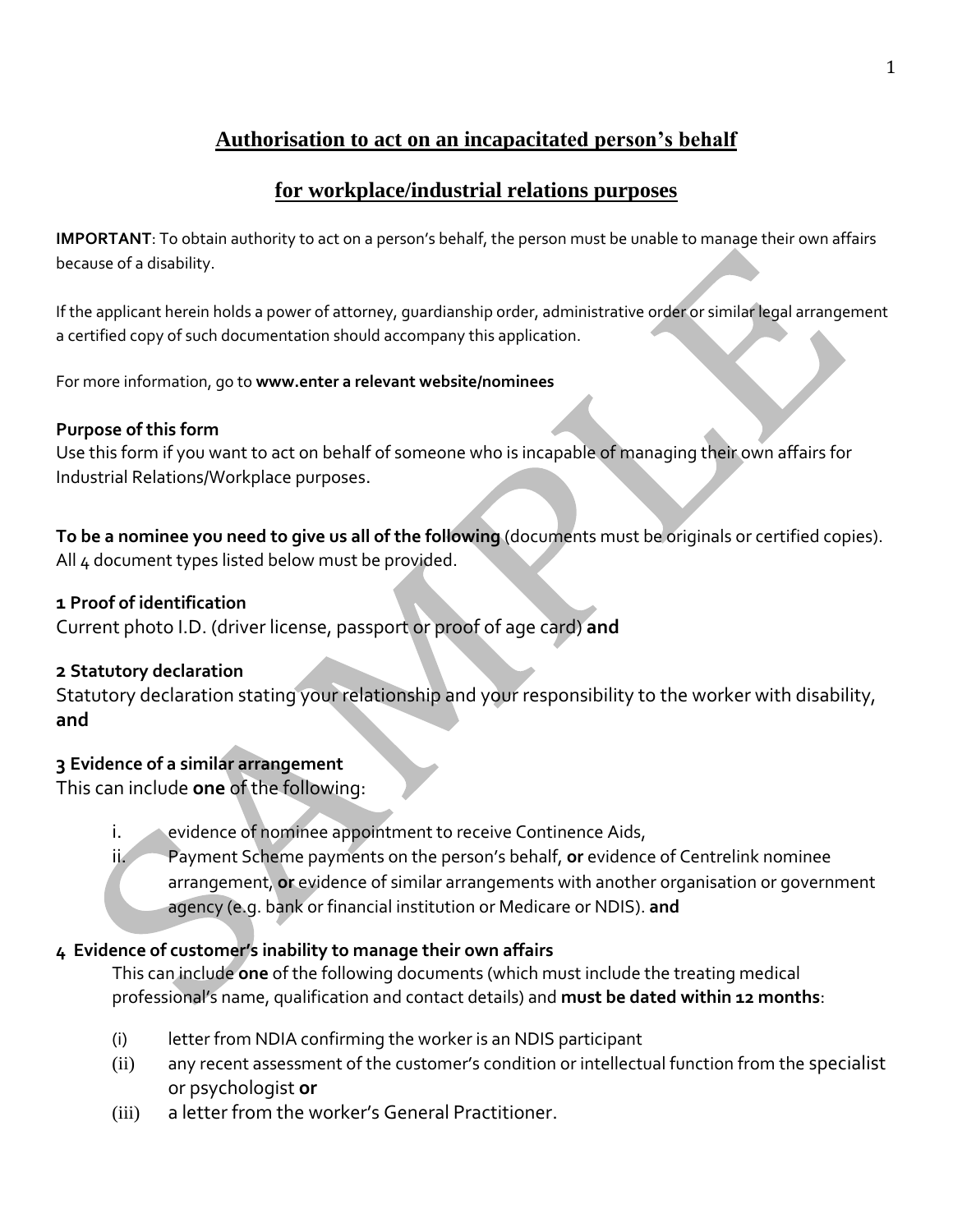# Authorisation to act on an incapacitated person's behalf

# for workplace/industrial relations purposes

**IMPORTANT**: To obtain authority to act on a person's behalf, the person must be unable to manage their own affairs because of a disability.

If the applicant herein holds a power of attorney, guardianship order, administrative order or similar legal arrangement a certified copy of such documentation should accompany this application.

For more information, go to **www.enter a relevant website/nominees**

**Purpose of this form**

Use this form if you want to act on behalf of someone who is incapable of managing their own affairs for Industrial Relations/Workplace purposes.

**To be a nominee you need to give us all of the following** (documents must be originals or certified copies). All 4 document types listed below must be provided.

**1 Proof of identification**

Current photo I.D. (driver license, passport or proof of age card) **and**

**2 Statutory declaration**

Statutory declaration stating your relationship and your responsibility to the worker with disability, **and**

**3 Evidence of a similar arrangement**

This can include **one** of the following:

i. evidence of nominee appointment to receive Continence Aids,

ii. Payment Scheme payments on the person's behalf, **or** evidence of Centrelink nominee arrangement, **or** evidence of similar arrangements with another organisation or government agency (e.g. bank or financial institution or Medicare or NDIS). **and**

**4 Evidence of customer's inability to manage their own affairs**

This can include **one** of the following documents (which must include the treating medical professional's name, qualification and contact details) and **must be dated within 12 months**:

(i) letter from NDIA confirming the worker is an NDIS participant

(ii) any recent assessment of the customer's condition or intellectual function from the specialist or psychologist **or**

(iii) a letter from the worker's General Practitioner.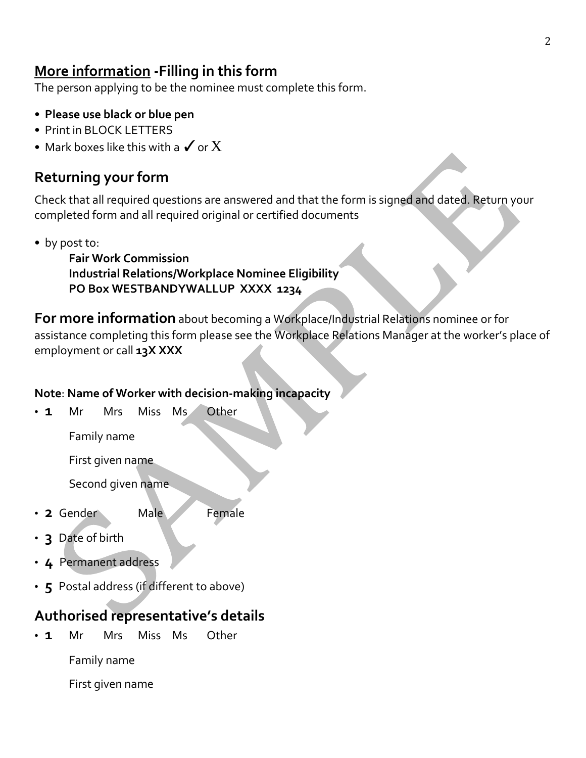## More information -Filling in this form

The person applying to be the nominee must complete this form.

- **Please use black or blue pen**
- Print in BLOCK LETTERS
- Mark boxes like this with a ✓ or X

## Returning your form

Check that all required questions are answered and that the form is signed and dated. Return your completed form and all required original or certified documents

- by post to:

  **Fair Work Commission**
  **Industrial Relations/Workplace Nominee Eligibility**
  **PO Box WESTBANDYWALLUP XXXX 1234**

**For more information** about becoming a Workplace/Industrial Relations nominee or for assistance completing this form please see the Workplace Relations Manager at the worker's place of employment or call **13X XXX**

**Note**: **Name of Worker with decision-making incapacity**

- **1** Mr Mrs Miss Ms Other

  Family name

  First given name

  Second given name

- **2** Gender Male Female
- **3** Date of birth
- **4** Permanent address
- **5** Postal address (if different to above)

## Authorised representative's details

- **1** Mr Mrs Miss Ms Other

  Family name

  First given name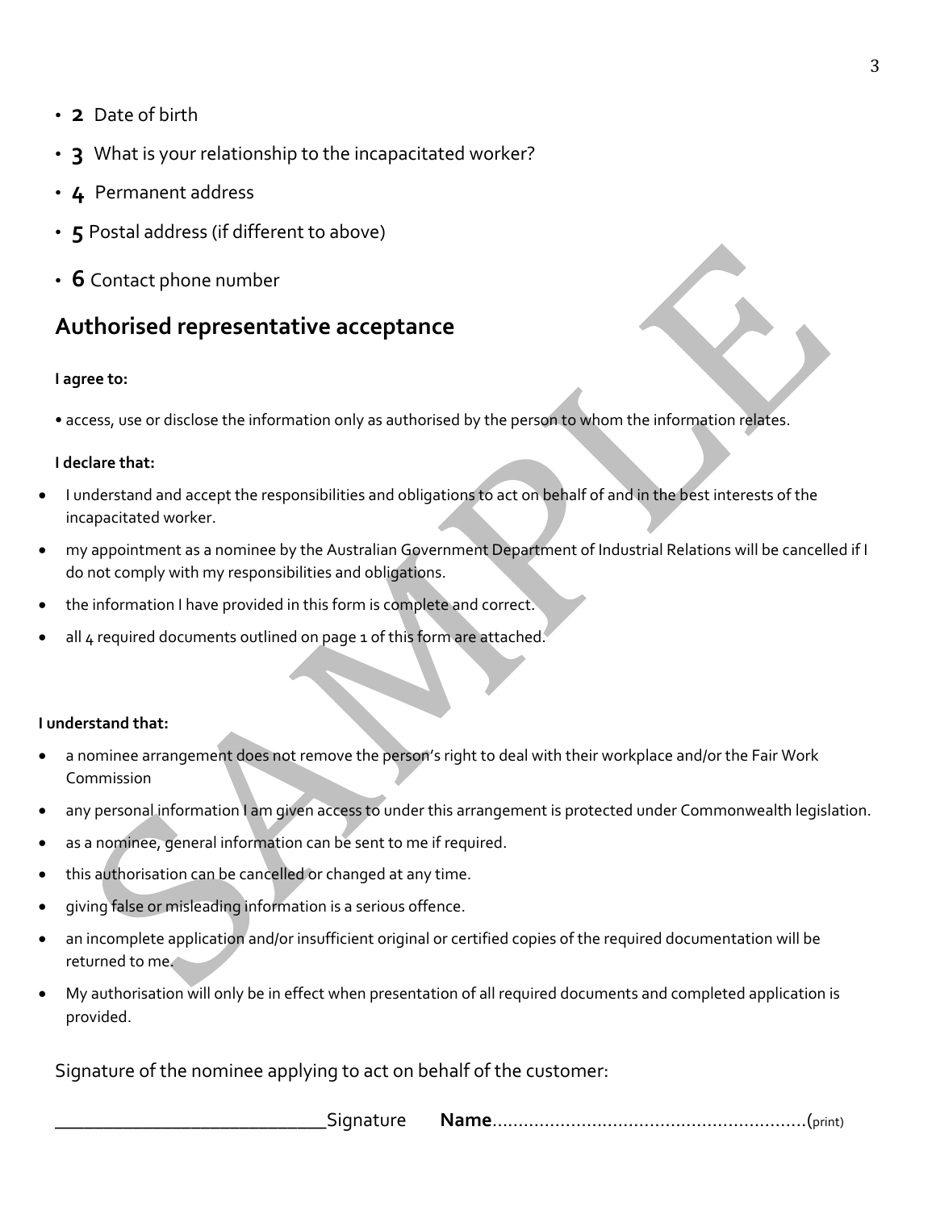- **2** Date of birth
- **3** What is your relationship to the incapacitated worker?
- **4** Permanent address
- **5** Postal address (if different to above)
- **6** Contact phone number

## Authorised representative acceptance

**I agree to:**

- access, use or disclose the information only as authorised by the person to whom the information relates.

**I declare that:**

- I understand and accept the responsibilities and obligations to act on behalf of and in the best interests of the incapacitated worker.
- my appointment as a nominee by the Australian Government Department of Industrial Relations will be cancelled if I do not comply with my responsibilities and obligations.
- the information I have provided in this form is complete and correct.
- all 4 required documents outlined on page 1 of this form are attached.

**I understand that:**

- a nominee arrangement does not remove the person's right to deal with their workplace and/or the Fair Work Commission
- any personal information I am given access to under this arrangement is protected under Commonwealth legislation.
- as a nominee, general information can be sent to me if required.
- this authorisation can be cancelled or changed at any time.
- giving false or misleading information is a serious offence.
- an incomplete application and/or insufficient original or certified copies of the required documentation will be returned to me.
- My authorisation will only be in effect when presentation of all required documents and completed application is provided.

Signature of the nominee applying to act on behalf of the customer:

____________________________Signature **Name**............................................................(print)

SAMPLE